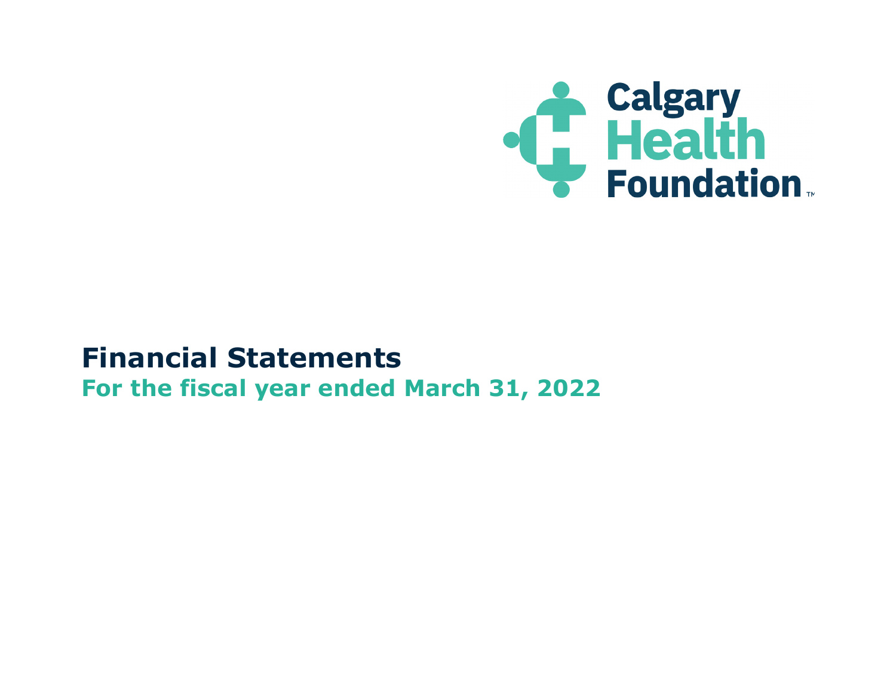Calgary Health Foundation™

# Financial Statements

## For the fiscal year ended March 31, 2022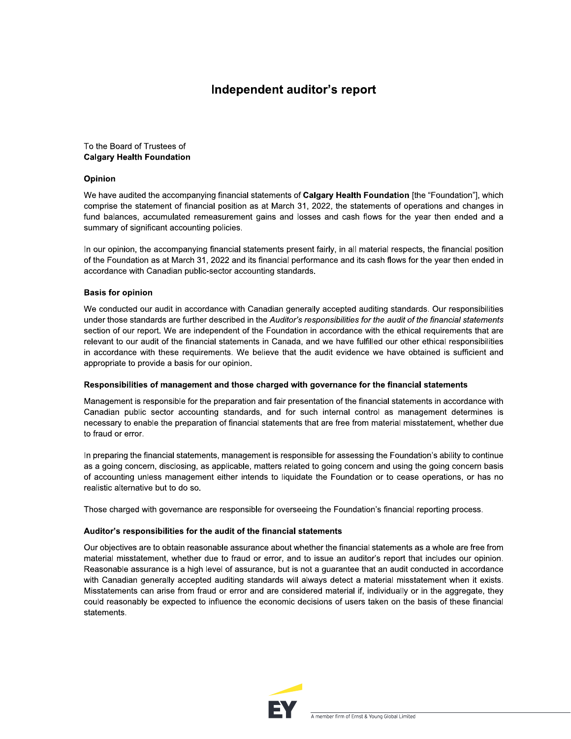# Independent auditor's report

To the Board of Trustees of
**Calgary Health Foundation**

### Opinion

We have audited the accompanying financial statements of **Calgary Health Foundation** [the "Foundation"], which comprise the statement of financial position as at March 31, 2022, the statements of operations and changes in fund balances, accumulated remeasurement gains and losses and cash flows for the year then ended and a summary of significant accounting policies.

In our opinion, the accompanying financial statements present fairly, in all material respects, the financial position of the Foundation as at March 31, 2022 and its financial performance and its cash flows for the year then ended in accordance with Canadian public-sector accounting standards.

### Basis for opinion

We conducted our audit in accordance with Canadian generally accepted auditing standards. Our responsibilities under those standards are further described in the *Auditor's responsibilities for the audit of the financial statements* section of our report. We are independent of the Foundation in accordance with the ethical requirements that are relevant to our audit of the financial statements in Canada, and we have fulfilled our other ethical responsibilities in accordance with these requirements. We believe that the audit evidence we have obtained is sufficient and appropriate to provide a basis for our opinion.

### Responsibilities of management and those charged with governance for the financial statements

Management is responsible for the preparation and fair presentation of the financial statements in accordance with Canadian public sector accounting standards, and for such internal control as management determines is necessary to enable the preparation of financial statements that are free from material misstatement, whether due to fraud or error.

In preparing the financial statements, management is responsible for assessing the Foundation's ability to continue as a going concern, disclosing, as applicable, matters related to going concern and using the going concern basis of accounting unless management either intends to liquidate the Foundation or to cease operations, or has no realistic alternative but to do so.

Those charged with governance are responsible for overseeing the Foundation's financial reporting process.

### Auditor's responsibilities for the audit of the financial statements

Our objectives are to obtain reasonable assurance about whether the financial statements as a whole are free from material misstatement, whether due to fraud or error, and to issue an auditor's report that includes our opinion. Reasonable assurance is a high level of assurance, but is not a guarantee that an audit conducted in accordance with Canadian generally accepted auditing standards will always detect a material misstatement when it exists. Misstatements can arise from fraud or error and are considered material if, individually or in the aggregate, they could reasonably be expected to influence the economic decisions of users taken on the basis of these financial statements.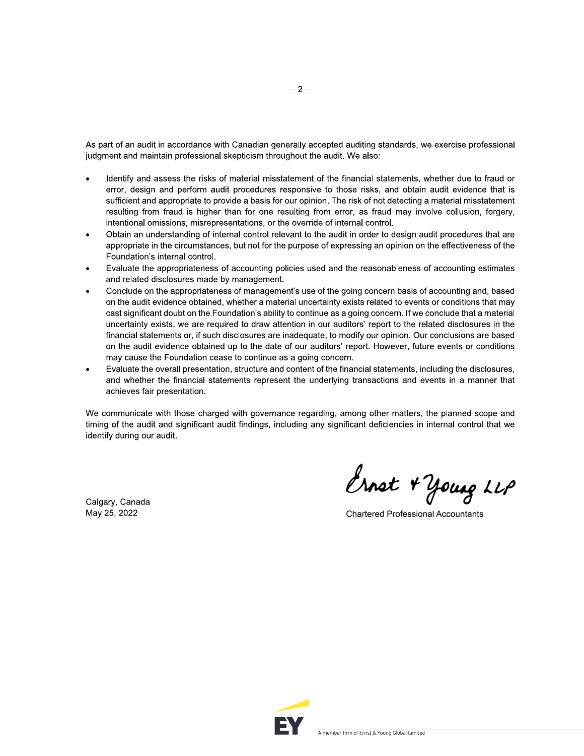As part of an audit in accordance with Canadian generally accepted auditing standards, we exercise professional judgment and maintain professional skepticism throughout the audit. We also:

- Identify and assess the risks of material misstatement of the financial statements, whether due to fraud or error, design and perform audit procedures responsive to those risks, and obtain audit evidence that is sufficient and appropriate to provide a basis for our opinion. The risk of not detecting a material misstatement resulting from fraud is higher than for one resulting from error, as fraud may involve collusion, forgery, intentional omissions, misrepresentations, or the override of internal control.
- Obtain an understanding of internal control relevant to the audit in order to design audit procedures that are appropriate in the circumstances, but not for the purpose of expressing an opinion on the effectiveness of the Foundation's internal control.
- Evaluate the appropriateness of accounting policies used and the reasonableness of accounting estimates and related disclosures made by management.
- Conclude on the appropriateness of management's use of the going concern basis of accounting and, based on the audit evidence obtained, whether a material uncertainty exists related to events or conditions that may cast significant doubt on the Foundation's ability to continue as a going concern. If we conclude that a material uncertainty exists, we are required to draw attention in our auditors' report to the related disclosures in the financial statements or, if such disclosures are inadequate, to modify our opinion. Our conclusions are based on the audit evidence obtained up to the date of our auditors' report. However, future events or conditions may cause the Foundation cease to continue as a going concern.
- Evaluate the overall presentation, structure and content of the financial statements, including the disclosures, and whether the financial statements represent the underlying transactions and events in a manner that achieves fair presentation.

We communicate with those charged with governance regarding, among other matters, the planned scope and timing of the audit and significant audit findings, including any significant deficiencies in internal control that we identify during our audit.

Ernst & Young LLP

Chartered Professional Accountants

Calgary, Canada
May 25, 2022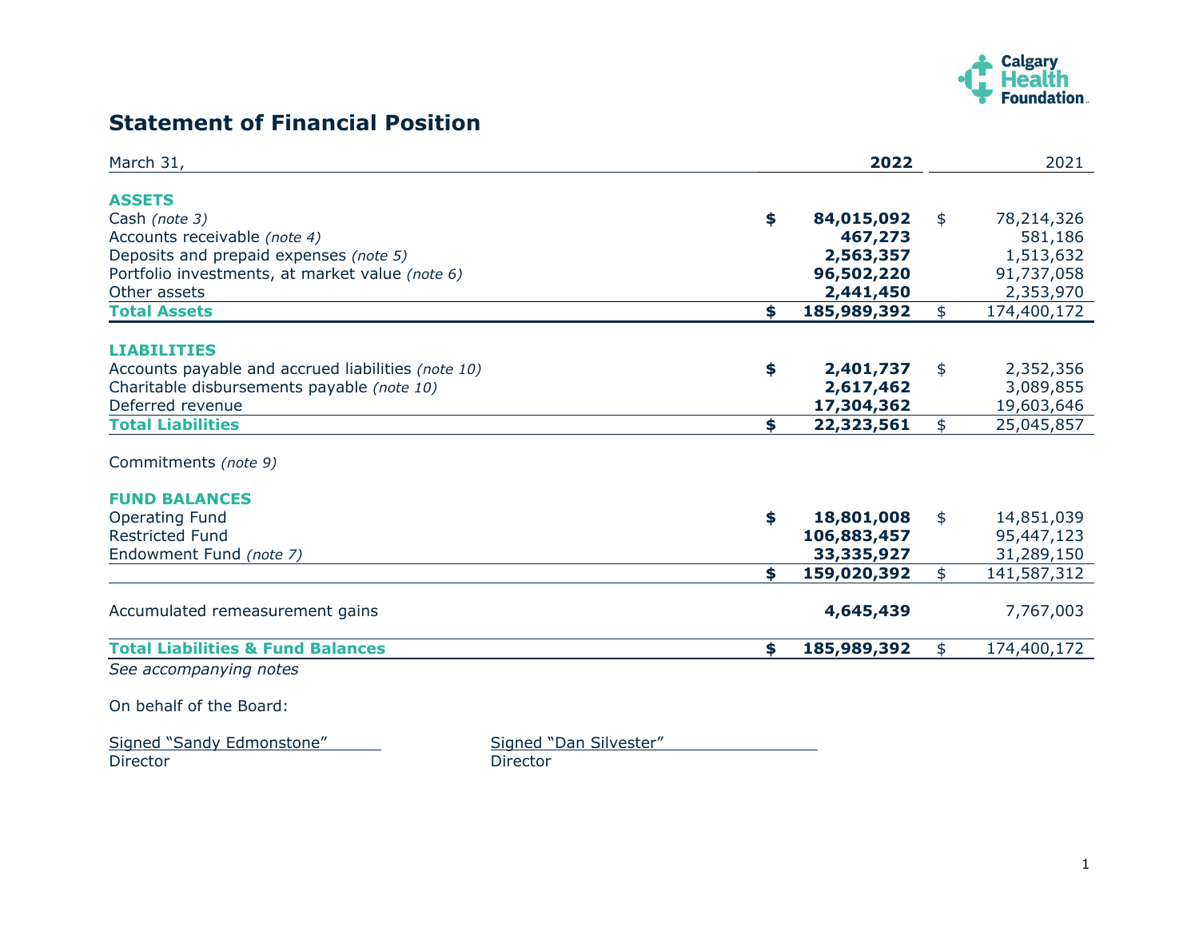# Statement of Financial Position

| March 31, | 2022 | 2021 |
|---|---|---|
| **ASSETS** | | |
| Cash *(note 3)* | **$ 84,015,092** | $ 78,214,326 |
| Accounts receivable *(note 4)* | **467,273** | 581,186 |
| Deposits and prepaid expenses *(note 5)* | **2,563,357** | 1,513,632 |
| Portfolio investments, at market value *(note 6)* | **96,502,220** | 91,737,058 |
| Other assets | **2,441,450** | 2,353,970 |
| **Total Assets** | **$ 185,989,392** | $ 174,400,172 |
| **LIABILITIES** | | |
| Accounts payable and accrued liabilities *(note 10)* | **$ 2,401,737** | $ 2,352,356 |
| Charitable disbursements payable *(note 10)* | **2,617,462** | 3,089,855 |
| Deferred revenue | **17,304,362** | 19,603,646 |
| **Total Liabilities** | **$ 22,323,561** | $ 25,045,857 |
| Commitments *(note 9)* | | |
| **FUND BALANCES** | | |
| Operating Fund | **$ 18,801,008** | $ 14,851,039 |
| Restricted Fund | **106,883,457** | 95,447,123 |
| Endowment Fund *(note 7)* | **33,335,927** | 31,289,150 |
| | **$ 159,020,392** | $ 141,587,312 |
| Accumulated remeasurement gains | **4,645,439** | 7,767,003 |
| **Total Liabilities & Fund Balances** | **$ 185,989,392** | $ 174,400,172 |

*See accompanying notes*

On behalf of the Board:

Signed "Sandy Edmonstone"
Director

Signed "Dan Silvester"
Director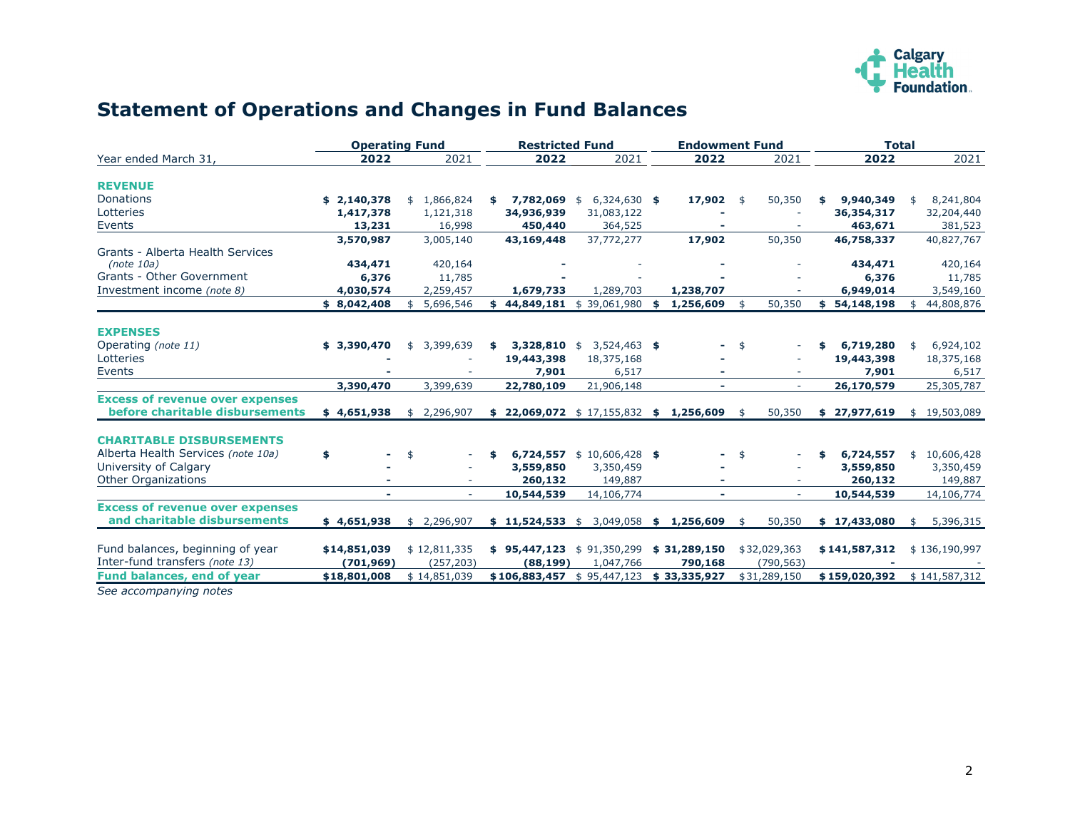## Statement of Operations and Changes in Fund Balances

| Year ended March 31, | Operating Fund 2022 | Operating Fund 2021 | Restricted Fund 2022 | Restricted Fund 2021 | Endowment Fund 2022 | Endowment Fund 2021 | Total 2022 | Total 2021 |
|---|---|---|---|---|---|---|---|---|
| **REVENUE** | | | | | | | | |
| Donations | **$ 2,140,378** | $ 1,866,824 | **$ 7,782,069** | $ 6,324,630 | **$ 17,902** | $ 50,350 | **$ 9,940,349** | $ 8,241,804 |
| Lotteries | **1,417,378** | 1,121,318 | **34,936,939** | 31,083,122 | **-** | - | **36,354,317** | 32,204,440 |
| Events | **13,231** | 16,998 | **450,440** | 364,525 | **-** | - | **463,671** | 381,523 |
| | **3,570,987** | 3,005,140 | **43,169,448** | 37,772,277 | **17,902** | 50,350 | **46,758,337** | 40,827,767 |
| Grants - Alberta Health Services *(note 10a)* | **434,471** | 420,164 | **-** | - | **-** | - | **434,471** | 420,164 |
| Grants - Other Government | **6,376** | 11,785 | **-** | - | **-** | - | **6,376** | 11,785 |
| Investment income *(note 8)* | **4,030,574** | 2,259,457 | **1,679,733** | 1,289,703 | **1,238,707** | - | **6,949,014** | 3,549,160 |
| | **$ 8,042,408** | $ 5,696,546 | **$ 44,849,181** | $ 39,061,980 | **$ 1,256,609** | $ 50,350 | **$ 54,148,198** | $ 44,808,876 |
| **EXPENSES** | | | | | | | | |
| Operating *(note 11)* | **$ 3,390,470** | $ 3,399,639 | **$ 3,328,810** | $ 3,524,463 | **$ -** | $ - | **$ 6,719,280** | $ 6,924,102 |
| Lotteries | **-** | - | **19,443,398** | 18,375,168 | **-** | - | **19,443,398** | 18,375,168 |
| Events | **-** | - | **7,901** | 6,517 | **-** | - | **7,901** | 6,517 |
| | **3,390,470** | 3,399,639 | **22,780,109** | 21,906,148 | **-** | - | **26,170,579** | 25,305,787 |
| **Excess of revenue over expenses before charitable disbursements** | **$ 4,651,938** | $ 2,296,907 | **$ 22,069,072** | $ 17,155,832 | **$ 1,256,609** | $ 50,350 | **$ 27,977,619** | $ 19,503,089 |
| **CHARITABLE DISBURSEMENTS** | | | | | | | | |
| Alberta Health Services *(note 10a)* | **$ -** | $ - | **$ 6,724,557** | $ 10,606,428 | **$ -** | $ - | **$ 6,724,557** | $ 10,606,428 |
| University of Calgary | **-** | - | **3,559,850** | 3,350,459 | **-** | - | **3,559,850** | 3,350,459 |
| Other Organizations | **-** | - | **260,132** | 149,887 | **-** | - | **260,132** | 149,887 |
| | **-** | - | **10,544,539** | 14,106,774 | **-** | - | **10,544,539** | 14,106,774 |
| **Excess of revenue over expenses and charitable disbursements** | **$ 4,651,938** | $ 2,296,907 | **$ 11,524,533** | $ 3,049,058 | **$ 1,256,609** | $ 50,350 | **$ 17,433,080** | $ 5,396,315 |
| Fund balances, beginning of year | **$14,851,039** | $ 12,811,335 | **$ 95,447,123** | $ 91,350,299 | **$ 31,289,150** | $32,029,363 | **$141,587,312** | $ 136,190,997 |
| Inter-fund transfers *(note 13)* | **(701,969)** | (257,203) | **(88,199)** | 1,047,766 | **790,168** | (790,563) | **-** | - |
| **Fund balances, end of year** | **$18,801,008** | $ 14,851,039 | **$106,883,457** | $ 95,447,123 | **$ 33,335,927** | $31,289,150 | **$159,020,392** | $ 141,587,312 |

*See accompanying notes*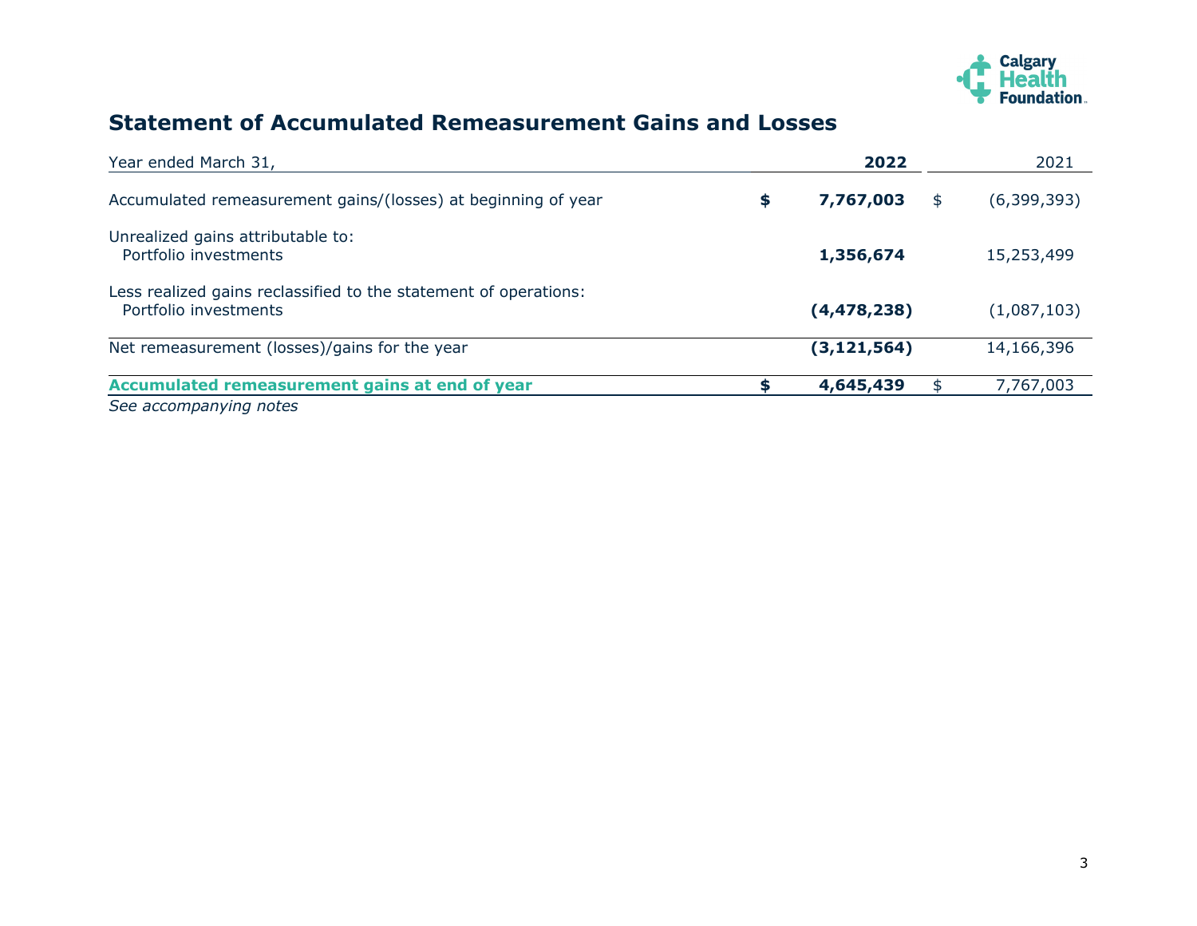# Statement of Accumulated Remeasurement Gains and Losses

| Year ended March 31, | 2022 | 2021 |
|---|---|---|
| Accumulated remeasurement gains/(losses) at beginning of year | **$ 7,767,003** | $ (6,399,393) |
| Unrealized gains attributable to:<br>Portfolio investments | **1,356,674** | 15,253,499 |
| Less realized gains reclassified to the statement of operations:<br>Portfolio investments | **(4,478,238)** | (1,087,103) |
| Net remeasurement (losses)/gains for the year | **(3,121,564)** | 14,166,396 |
| **Accumulated remeasurement gains at end of year** | **$ 4,645,439** | $ 7,767,003 |

*See accompanying notes*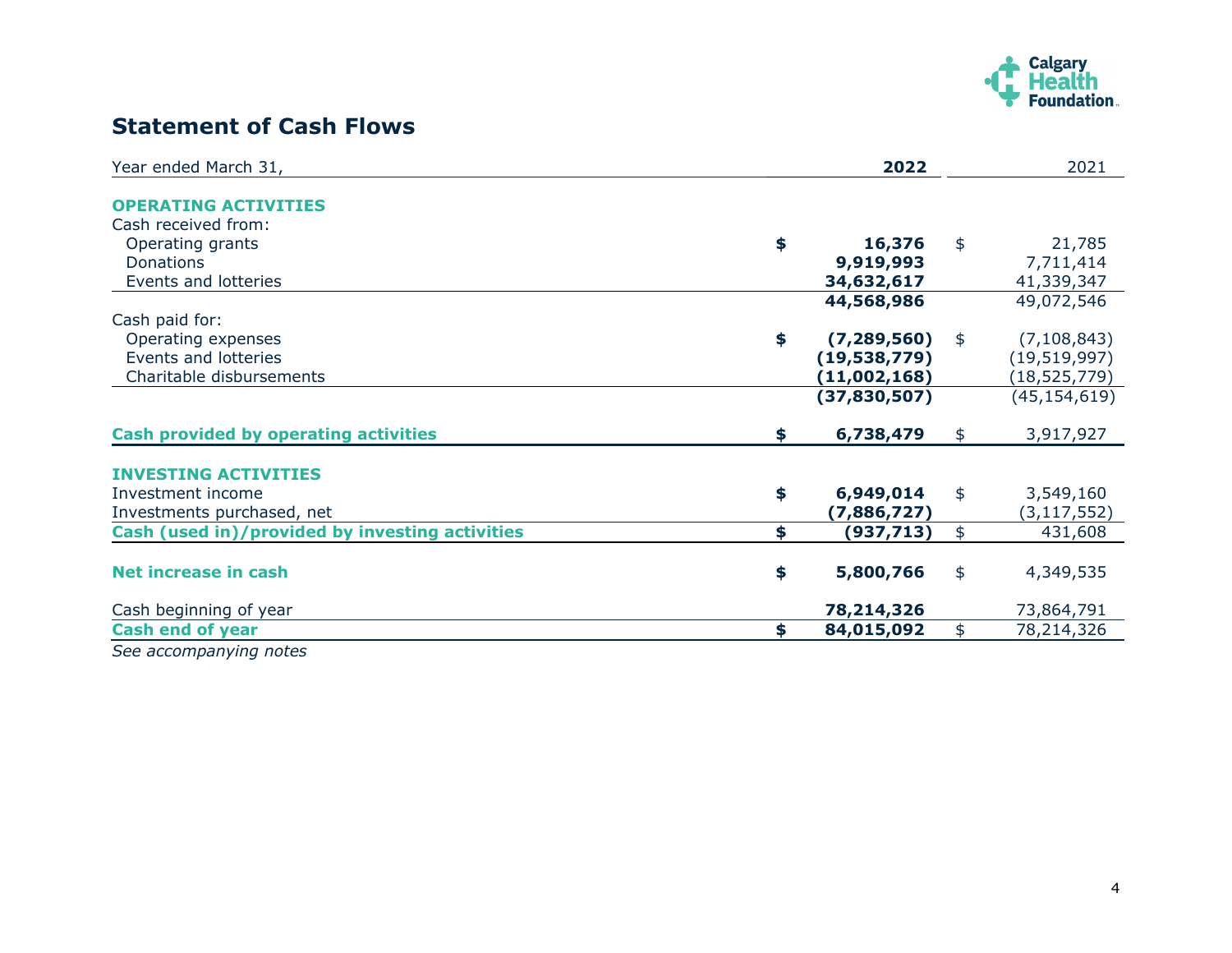## Statement of Cash Flows

| Year ended March 31, | 2022 | 2021 |
|---|---|---|
| **OPERATING ACTIVITIES** | | |
| Cash received from: | | |
| Operating grants | **$ 16,376** | $ 21,785 |
| Donations | **9,919,993** | 7,711,414 |
| Events and lotteries | **34,632,617** | 41,339,347 |
| | **44,568,986** | 49,072,546 |
| Cash paid for: | | |
| Operating expenses | **$ (7,289,560)** | $ (7,108,843) |
| Events and lotteries | **(19,538,779)** | (19,519,997) |
| Charitable disbursements | **(11,002,168)** | (18,525,779) |
| | **(37,830,507)** | (45,154,619) |
| **Cash provided by operating activities** | **$ 6,738,479** | $ 3,917,927 |
| **INVESTING ACTIVITIES** | | |
| Investment income | **$ 6,949,014** | $ 3,549,160 |
| Investments purchased, net | **(7,886,727)** | (3,117,552) |
| **Cash (used in)/provided by investing activities** | **$ (937,713)** | $ 431,608 |
| **Net increase in cash** | **$ 5,800,766** | $ 4,349,535 |
| Cash beginning of year | **78,214,326** | 73,864,791 |
| **Cash end of year** | **$ 84,015,092** | $ 78,214,326 |

*See accompanying notes*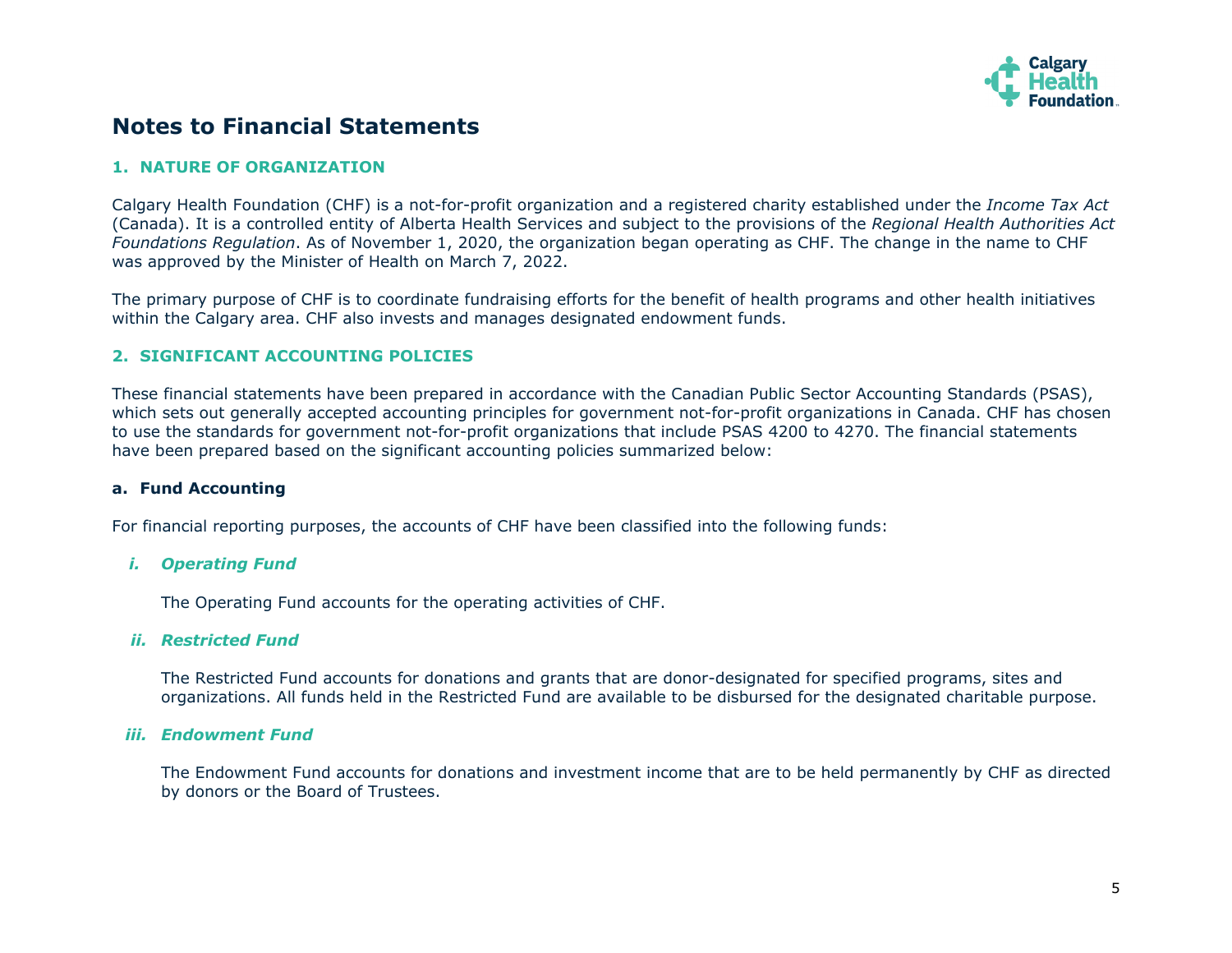# Notes to Financial Statements

## 1. NATURE OF ORGANIZATION

Calgary Health Foundation (CHF) is a not-for-profit organization and a registered charity established under the *Income Tax Act* (Canada). It is a controlled entity of Alberta Health Services and subject to the provisions of the *Regional Health Authorities Act Foundations Regulation*. As of November 1, 2020, the organization began operating as CHF. The change in the name to CHF was approved by the Minister of Health on March 7, 2022.

The primary purpose of CHF is to coordinate fundraising efforts for the benefit of health programs and other health initiatives within the Calgary area. CHF also invests and manages designated endowment funds.

## 2. SIGNIFICANT ACCOUNTING POLICIES

These financial statements have been prepared in accordance with the Canadian Public Sector Accounting Standards (PSAS), which sets out generally accepted accounting principles for government not-for-profit organizations in Canada. CHF has chosen to use the standards for government not-for-profit organizations that include PSAS 4200 to 4270. The financial statements have been prepared based on the significant accounting policies summarized below:

### a. Fund Accounting

For financial reporting purposes, the accounts of CHF have been classified into the following funds:

#### *i. Operating Fund*

The Operating Fund accounts for the operating activities of CHF.

#### *ii. Restricted Fund*

The Restricted Fund accounts for donations and grants that are donor-designated for specified programs, sites and organizations. All funds held in the Restricted Fund are available to be disbursed for the designated charitable purpose.

#### *iii. Endowment Fund*

The Endowment Fund accounts for donations and investment income that are to be held permanently by CHF as directed by donors or the Board of Trustees.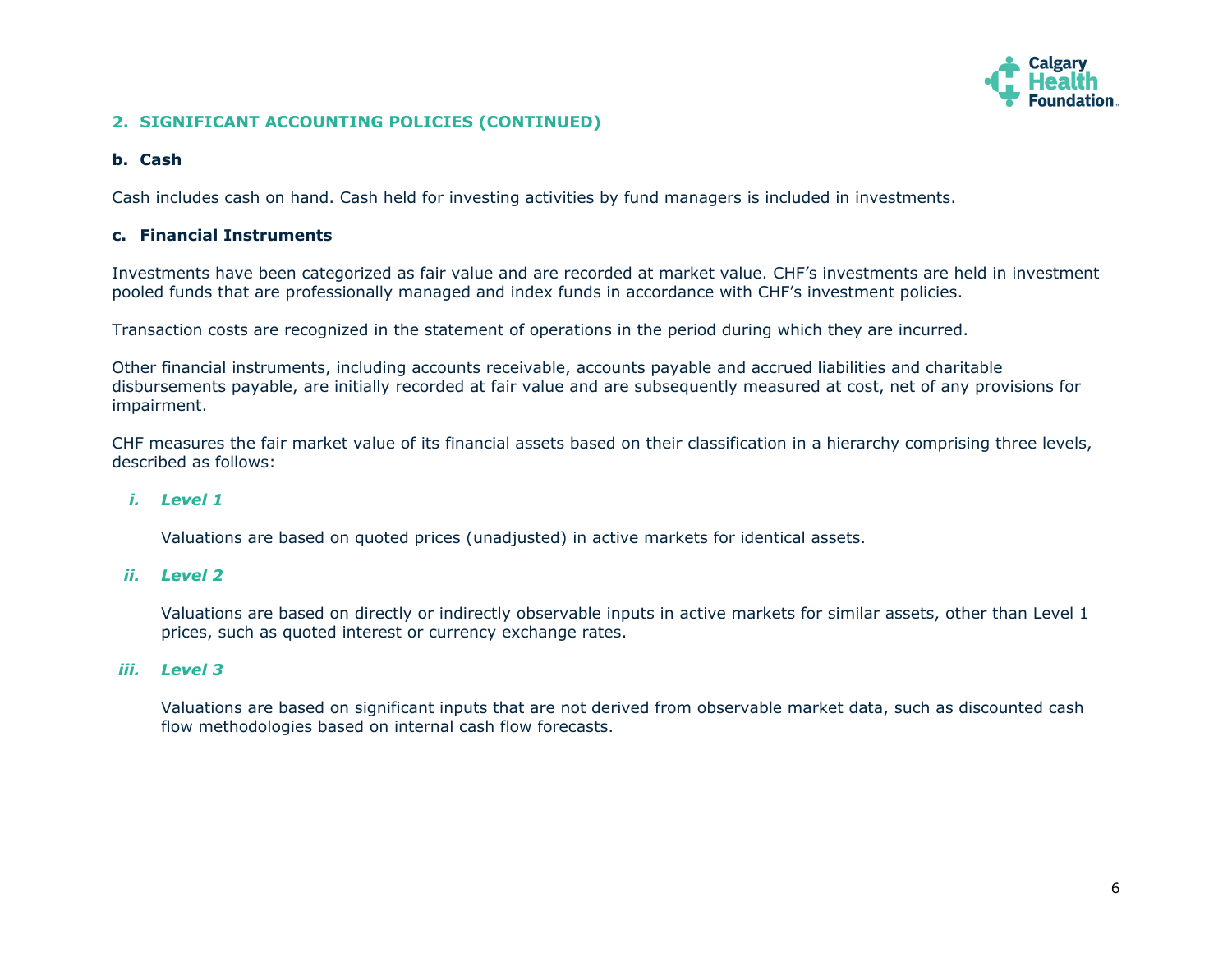## 2. SIGNIFICANT ACCOUNTING POLICIES (CONTINUED)

### b. Cash

Cash includes cash on hand. Cash held for investing activities by fund managers is included in investments.

### c. Financial Instruments

Investments have been categorized as fair value and are recorded at market value. CHF's investments are held in investment pooled funds that are professionally managed and index funds in accordance with CHF's investment policies.

Transaction costs are recognized in the statement of operations in the period during which they are incurred.

Other financial instruments, including accounts receivable, accounts payable and accrued liabilities and charitable disbursements payable, are initially recorded at fair value and are subsequently measured at cost, net of any provisions for impairment.

CHF measures the fair market value of its financial assets based on their classification in a hierarchy comprising three levels, described as follows:

#### *i. Level 1*

Valuations are based on quoted prices (unadjusted) in active markets for identical assets.

#### *ii. Level 2*

Valuations are based on directly or indirectly observable inputs in active markets for similar assets, other than Level 1 prices, such as quoted interest or currency exchange rates.

#### *iii. Level 3*

Valuations are based on significant inputs that are not derived from observable market data, such as discounted cash flow methodologies based on internal cash flow forecasts.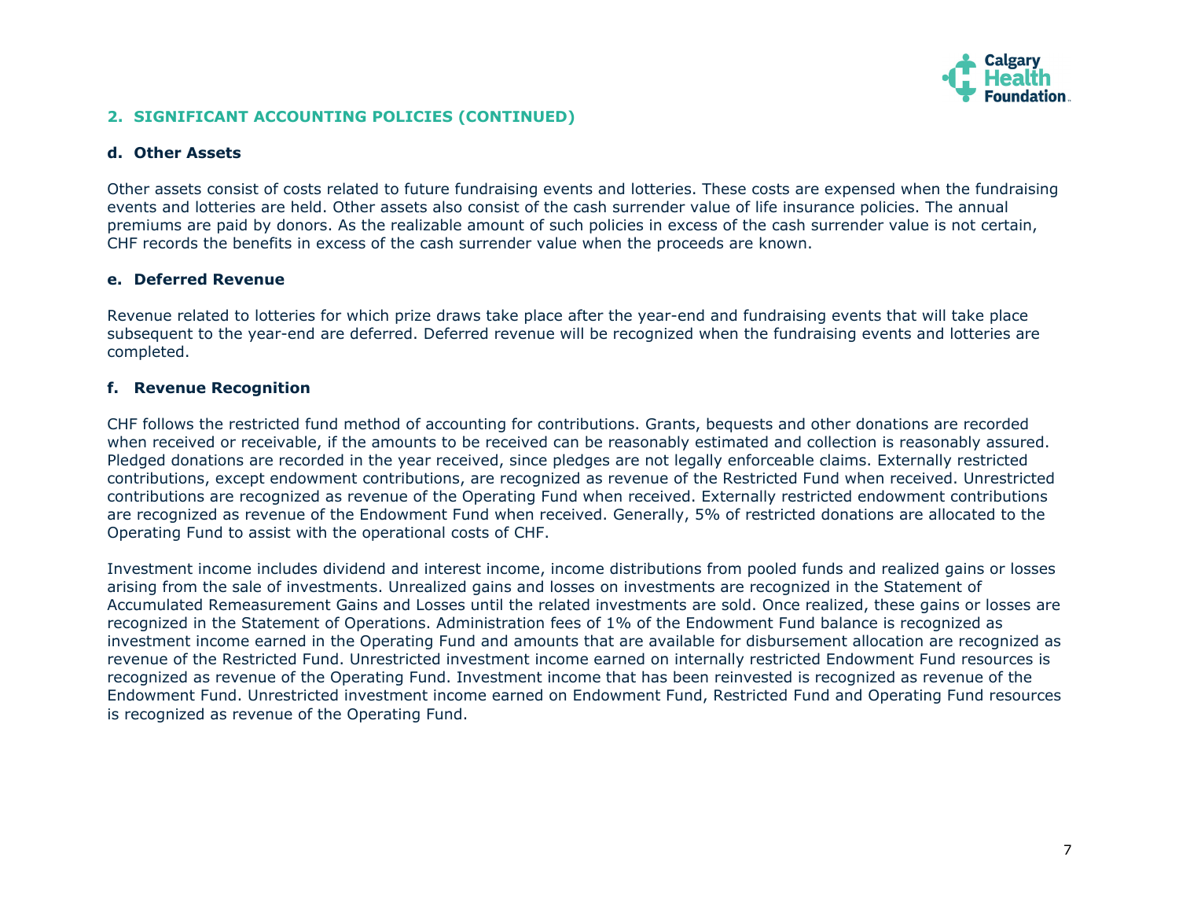## 2. SIGNIFICANT ACCOUNTING POLICIES (CONTINUED)

### d. Other Assets

Other assets consist of costs related to future fundraising events and lotteries. These costs are expensed when the fundraising events and lotteries are held. Other assets also consist of the cash surrender value of life insurance policies. The annual premiums are paid by donors. As the realizable amount of such policies in excess of the cash surrender value is not certain, CHF records the benefits in excess of the cash surrender value when the proceeds are known.

### e. Deferred Revenue

Revenue related to lotteries for which prize draws take place after the year-end and fundraising events that will take place subsequent to the year-end are deferred. Deferred revenue will be recognized when the fundraising events and lotteries are completed.

### f. Revenue Recognition

CHF follows the restricted fund method of accounting for contributions. Grants, bequests and other donations are recorded when received or receivable, if the amounts to be received can be reasonably estimated and collection is reasonably assured. Pledged donations are recorded in the year received, since pledges are not legally enforceable claims. Externally restricted contributions, except endowment contributions, are recognized as revenue of the Restricted Fund when received. Unrestricted contributions are recognized as revenue of the Operating Fund when received. Externally restricted endowment contributions are recognized as revenue of the Endowment Fund when received. Generally, 5% of restricted donations are allocated to the Operating Fund to assist with the operational costs of CHF.

Investment income includes dividend and interest income, income distributions from pooled funds and realized gains or losses arising from the sale of investments. Unrealized gains and losses on investments are recognized in the Statement of Accumulated Remeasurement Gains and Losses until the related investments are sold. Once realized, these gains or losses are recognized in the Statement of Operations. Administration fees of 1% of the Endowment Fund balance is recognized as investment income earned in the Operating Fund and amounts that are available for disbursement allocation are recognized as revenue of the Restricted Fund. Unrestricted investment income earned on internally restricted Endowment Fund resources is recognized as revenue of the Operating Fund. Investment income that has been reinvested is recognized as revenue of the Endowment Fund. Unrestricted investment income earned on Endowment Fund, Restricted Fund and Operating Fund resources is recognized as revenue of the Operating Fund.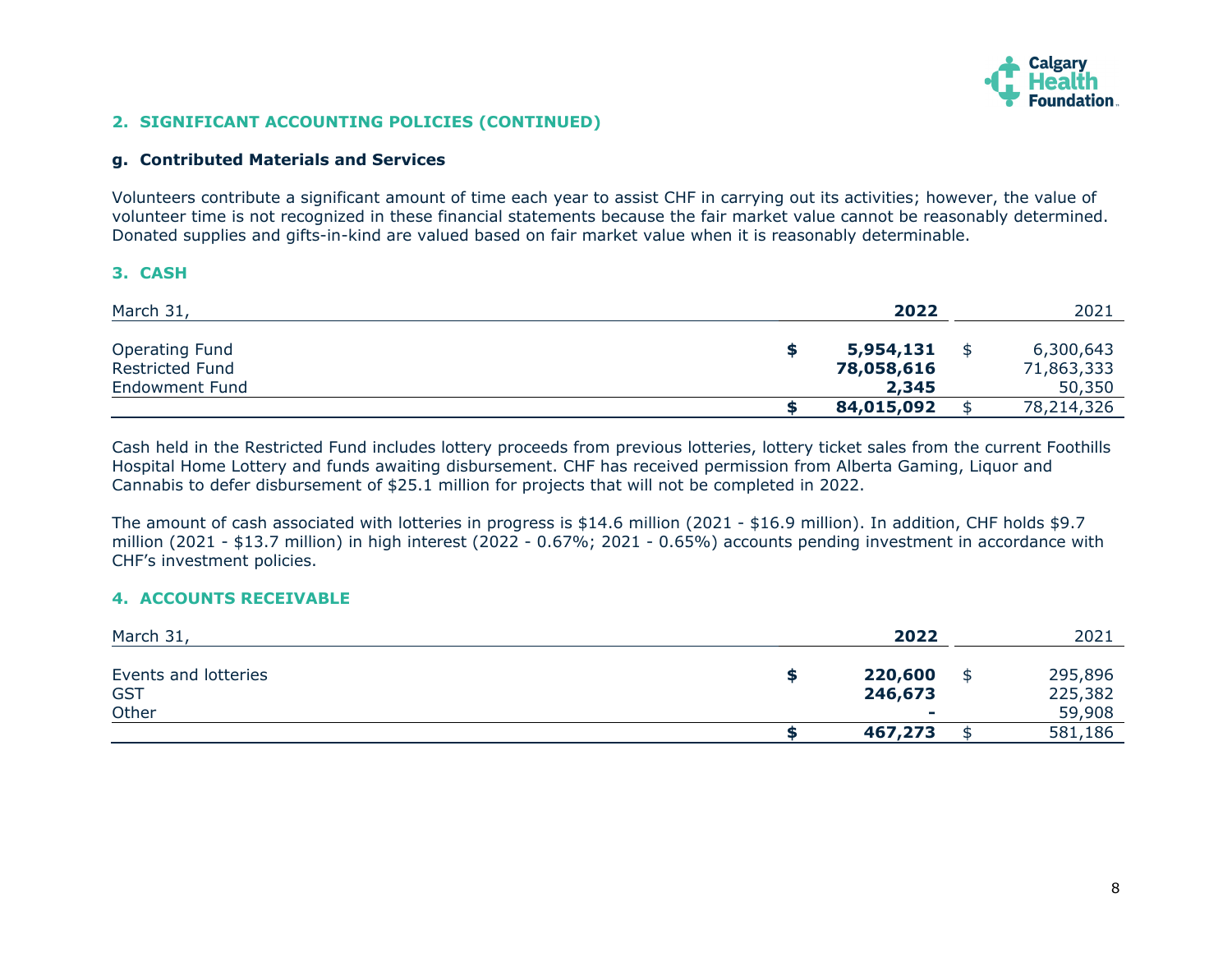## 2. SIGNIFICANT ACCOUNTING POLICIES (CONTINUED)

### g. Contributed Materials and Services

Volunteers contribute a significant amount of time each year to assist CHF in carrying out its activities; however, the value of volunteer time is not recognized in these financial statements because the fair market value cannot be reasonably determined. Donated supplies and gifts-in-kind are valued based on fair market value when it is reasonably determinable.

## 3. CASH

| March 31, | | 2022 | | 2021 |
|---|---|---|---|---|
| Operating Fund | $ | **5,954,131** | $ | 6,300,643 |
| Restricted Fund | | **78,058,616** | | 71,863,333 |
| Endowment Fund | | **2,345** | | 50,350 |
| | **$** | **84,015,092** | $ | 78,214,326 |

Cash held in the Restricted Fund includes lottery proceeds from previous lotteries, lottery ticket sales from the current Foothills Hospital Home Lottery and funds awaiting disbursement. CHF has received permission from Alberta Gaming, Liquor and Cannabis to defer disbursement of $25.1 million for projects that will not be completed in 2022.

The amount of cash associated with lotteries in progress is $14.6 million (2021 - $16.9 million). In addition, CHF holds $9.7 million (2021 - $13.7 million) in high interest (2022 - 0.67%; 2021 - 0.65%) accounts pending investment in accordance with CHF's investment policies.

## 4. ACCOUNTS RECEIVABLE

| March 31, | | 2022 | | 2021 |
|---|---|---|---|---|
| Events and lotteries | $ | **220,600** | $ | 295,896 |
| GST | | **246,673** | | 225,382 |
| Other | | **-** | | 59,908 |
| | **$** | **467,273** | $ | 581,186 |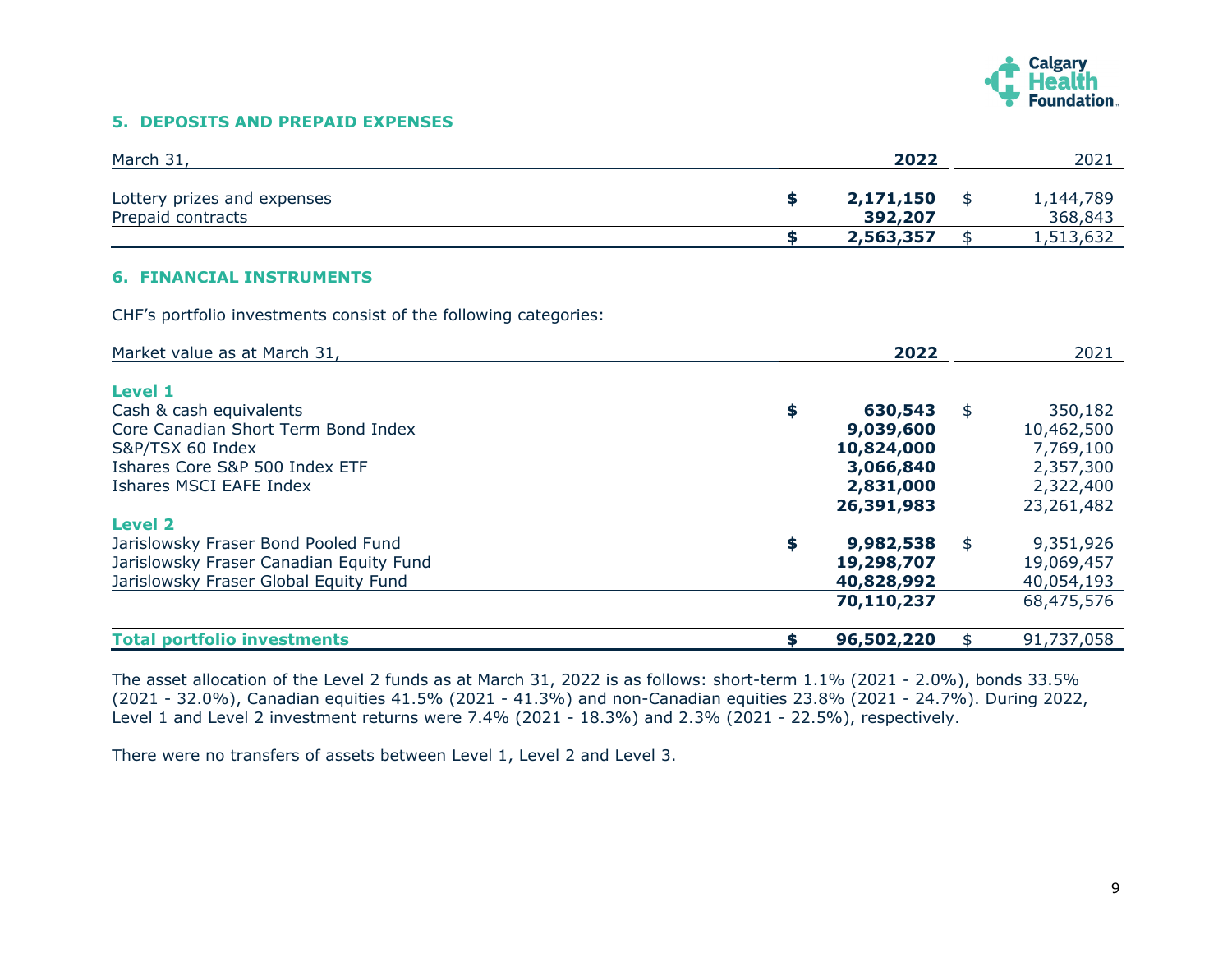## 5. DEPOSITS AND PREPAID EXPENSES

| March 31, | | 2022 | | 2021 |
|---|---|---|---|---|
| Lottery prizes and expenses | $ | 2,171,150 | $ | 1,144,789 |
| Prepaid contracts | | 392,207 | | 368,843 |
| | $ | 2,563,357 | $ | 1,513,632 |

## 6. FINANCIAL INSTRUMENTS

CHF's portfolio investments consist of the following categories:

| Market value as at March 31, | | 2022 | | 2021 |
|---|---|---|---|---|
| **Level 1** | | | | |
| Cash & cash equivalents | $ | 630,543 | $ | 350,182 |
| Core Canadian Short Term Bond Index | | 9,039,600 | | 10,462,500 |
| S&P/TSX 60 Index | | 10,824,000 | | 7,769,100 |
| Ishares Core S&P 500 Index ETF | | 3,066,840 | | 2,357,300 |
| Ishares MSCI EAFE Index | | 2,831,000 | | 2,322,400 |
| | | 26,391,983 | | 23,261,482 |
| **Level 2** | | | | |
| Jarislowsky Fraser Bond Pooled Fund | $ | 9,982,538 | $ | 9,351,926 |
| Jarislowsky Fraser Canadian Equity Fund | | 19,298,707 | | 19,069,457 |
| Jarislowsky Fraser Global Equity Fund | | 40,828,992 | | 40,054,193 |
| | | 70,110,237 | | 68,475,576 |
| **Total portfolio investments** | $ | 96,502,220 | $ | 91,737,058 |

The asset allocation of the Level 2 funds as at March 31, 2022 is as follows: short-term 1.1% (2021 - 2.0%), bonds 33.5% (2021 - 32.0%), Canadian equities 41.5% (2021 - 41.3%) and non-Canadian equities 23.8% (2021 - 24.7%). During 2022, Level 1 and Level 2 investment returns were 7.4% (2021 - 18.3%) and 2.3% (2021 - 22.5%), respectively.

There were no transfers of assets between Level 1, Level 2 and Level 3.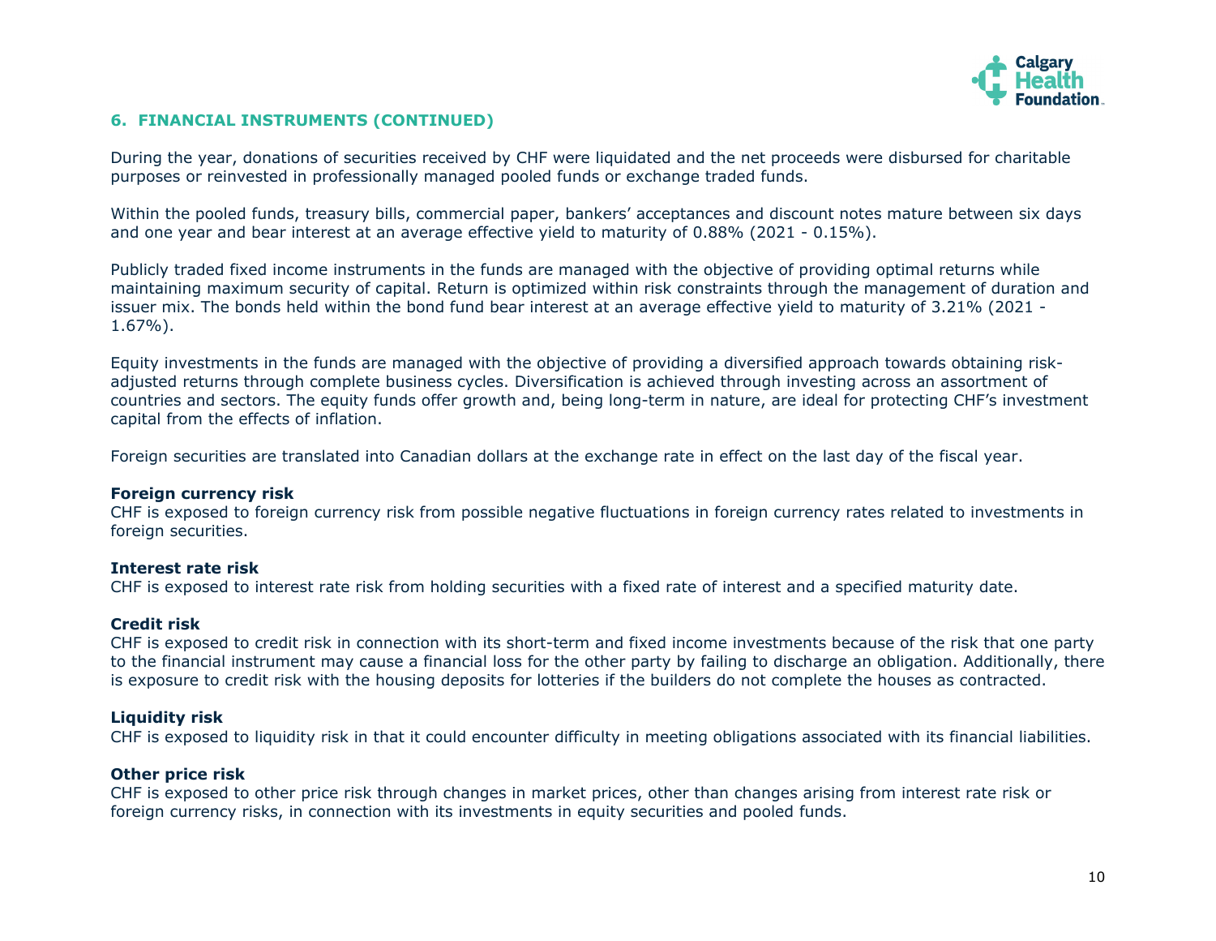## 6. FINANCIAL INSTRUMENTS (CONTINUED)

During the year, donations of securities received by CHF were liquidated and the net proceeds were disbursed for charitable purposes or reinvested in professionally managed pooled funds or exchange traded funds.

Within the pooled funds, treasury bills, commercial paper, bankers' acceptances and discount notes mature between six days and one year and bear interest at an average effective yield to maturity of 0.88% (2021 - 0.15%).

Publicly traded fixed income instruments in the funds are managed with the objective of providing optimal returns while maintaining maximum security of capital. Return is optimized within risk constraints through the management of duration and issuer mix. The bonds held within the bond fund bear interest at an average effective yield to maturity of 3.21% (2021 - 1.67%).

Equity investments in the funds are managed with the objective of providing a diversified approach towards obtaining risk-adjusted returns through complete business cycles. Diversification is achieved through investing across an assortment of countries and sectors. The equity funds offer growth and, being long-term in nature, are ideal for protecting CHF's investment capital from the effects of inflation.

Foreign securities are translated into Canadian dollars at the exchange rate in effect on the last day of the fiscal year.

**Foreign currency risk**
CHF is exposed to foreign currency risk from possible negative fluctuations in foreign currency rates related to investments in foreign securities.

**Interest rate risk**
CHF is exposed to interest rate risk from holding securities with a fixed rate of interest and a specified maturity date.

**Credit risk**
CHF is exposed to credit risk in connection with its short-term and fixed income investments because of the risk that one party to the financial instrument may cause a financial loss for the other party by failing to discharge an obligation. Additionally, there is exposure to credit risk with the housing deposits for lotteries if the builders do not complete the houses as contracted.

**Liquidity risk**
CHF is exposed to liquidity risk in that it could encounter difficulty in meeting obligations associated with its financial liabilities.

**Other price risk**
CHF is exposed to other price risk through changes in market prices, other than changes arising from interest rate risk or foreign currency risks, in connection with its investments in equity securities and pooled funds.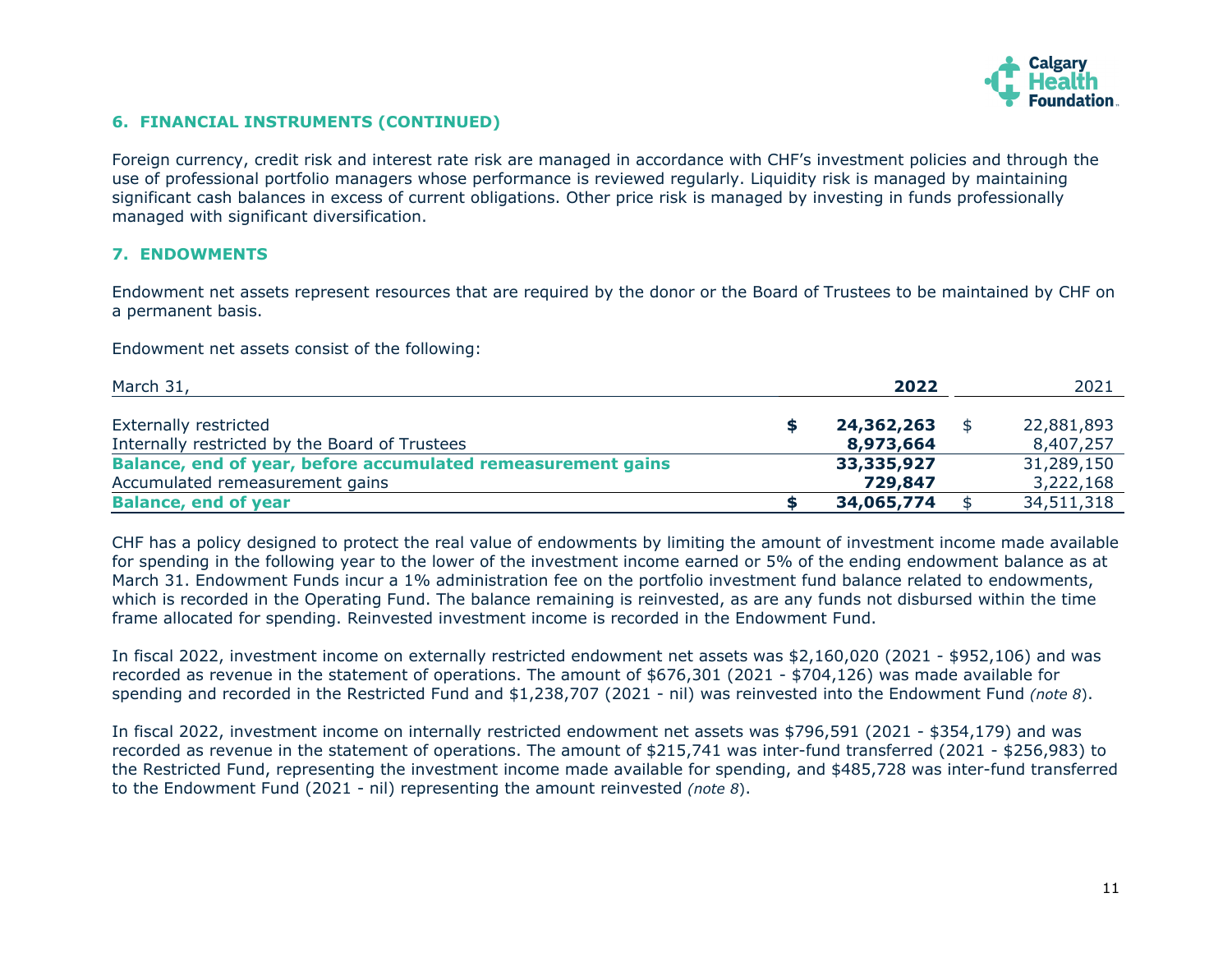## 6. FINANCIAL INSTRUMENTS (CONTINUED)

Foreign currency, credit risk and interest rate risk are managed in accordance with CHF's investment policies and through the use of professional portfolio managers whose performance is reviewed regularly. Liquidity risk is managed by maintaining significant cash balances in excess of current obligations. Other price risk is managed by investing in funds professionally managed with significant diversification.

## 7. ENDOWMENTS

Endowment net assets represent resources that are required by the donor or the Board of Trustees to be maintained by CHF on a permanent basis.

Endowment net assets consist of the following:

| March 31, | 2022 | 2021 |
|---|---|---|
| Externally restricted | $ 24,362,263 | $ 22,881,893 |
| Internally restricted by the Board of Trustees | 8,973,664 | 8,407,257 |
| **Balance, end of year, before accumulated remeasurement gains** | **33,335,927** | 31,289,150 |
| Accumulated remeasurement gains | 729,847 | 3,222,168 |
| **Balance, end of year** | **$ 34,065,774** | $ 34,511,318 |

CHF has a policy designed to protect the real value of endowments by limiting the amount of investment income made available for spending in the following year to the lower of the investment income earned or 5% of the ending endowment balance as at March 31. Endowment Funds incur a 1% administration fee on the portfolio investment fund balance related to endowments, which is recorded in the Operating Fund. The balance remaining is reinvested, as are any funds not disbursed within the time frame allocated for spending. Reinvested investment income is recorded in the Endowment Fund.

In fiscal 2022, investment income on externally restricted endowment net assets was $2,160,020 (2021 - $952,106) and was recorded as revenue in the statement of operations. The amount of $676,301 (2021 - $704,126) was made available for spending and recorded in the Restricted Fund and $1,238,707 (2021 - nil) was reinvested into the Endowment Fund *(note 8)*.

In fiscal 2022, investment income on internally restricted endowment net assets was $796,591 (2021 - $354,179) and was recorded as revenue in the statement of operations. The amount of $215,741 was inter-fund transferred (2021 - $256,983) to the Restricted Fund, representing the investment income made available for spending, and $485,728 was inter-fund transferred to the Endowment Fund (2021 - nil) representing the amount reinvested *(note 8)*.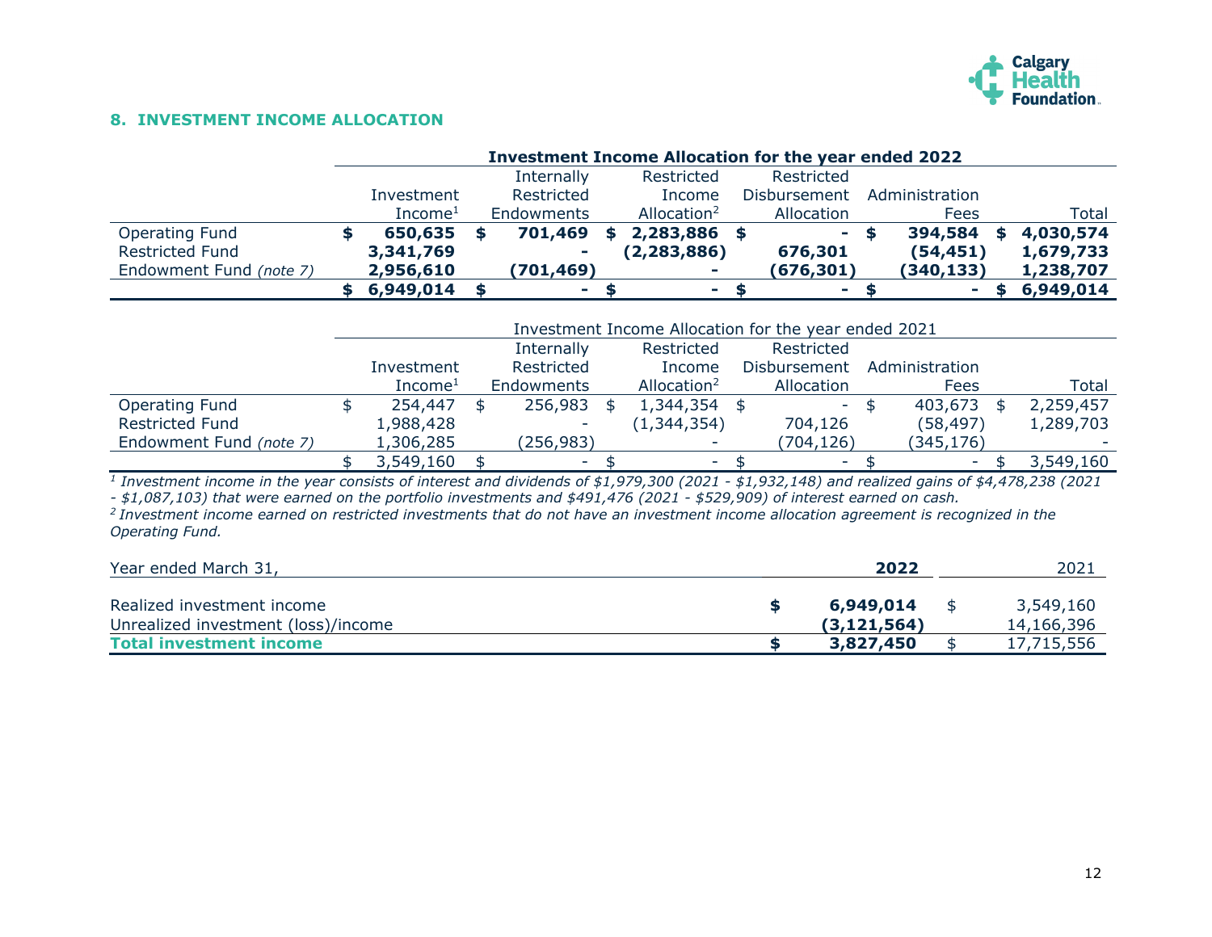## 8. INVESTMENT INCOME ALLOCATION

| | **Investment Income Allocation for the year ended 2022** | | | | | |
|---|---|---|---|---|---|---|
| | **Investment Income[1]** | **Internally Restricted Endowments** | **Restricted Income Allocation[2]** | **Restricted Disbursement Allocation** | **Administration Fees** | **Total** |
| Operating Fund | **$ 650,635** | **$ 701,469** | **$ 2,283,886** | **$ -** | **$ 394,584** | **$ 4,030,574** |
| Restricted Fund | **3,341,769** | **-** | **(2,283,886)** | **676,301** | **(54,451)** | **1,679,733** |
| Endowment Fund *(note 7)* | **2,956,610** | **(701,469)** | **-** | **(676,301)** | **(340,133)** | **1,238,707** |
| | **$ 6,949,014** | **$ -** | **$ -** | **$ -** | **$ -** | **$ 6,949,014** |

| | Investment Income Allocation for the year ended 2021 | | | | | |
|---|---|---|---|---|---|---|
| | Investment Income[1] | Internally Restricted Endowments | Restricted Income Allocation[2] | Restricted Disbursement Allocation | Administration Fees | Total |
| Operating Fund | $ 254,447 | $ 256,983 | $ 1,344,354 | $ - | $ 403,673 | $ 2,259,457 |
| Restricted Fund | 1,988,428 | - | (1,344,354) | 704,126 | (58,497) | 1,289,703 |
| Endowment Fund *(note 7)* | 1,306,285 | (256,983) | - | (704,126) | (345,176) | - |
| | $ 3,549,160 | $ - | $ - | $ - | $ - | $ 3,549,160 |

*[1] Investment income in the year consists of interest and dividends of $1,979,300 (2021 - $1,932,148) and realized gains of $4,478,238 (2021 - $1,087,103) that were earned on the portfolio investments and $491,476 (2021 - $529,909) of interest earned on cash.*
*[2] Investment income earned on restricted investments that do not have an investment income allocation agreement is recognized in the Operating Fund.*

| Year ended March 31, | **2022** | 2021 |
|---|---|---|
| Realized investment income | **$ 6,949,014** | $ 3,549,160 |
| Unrealized investment (loss)/income | **(3,121,564)** | 14,166,396 |
| **Total investment income** | **$ 3,827,450** | $ 17,715,556 |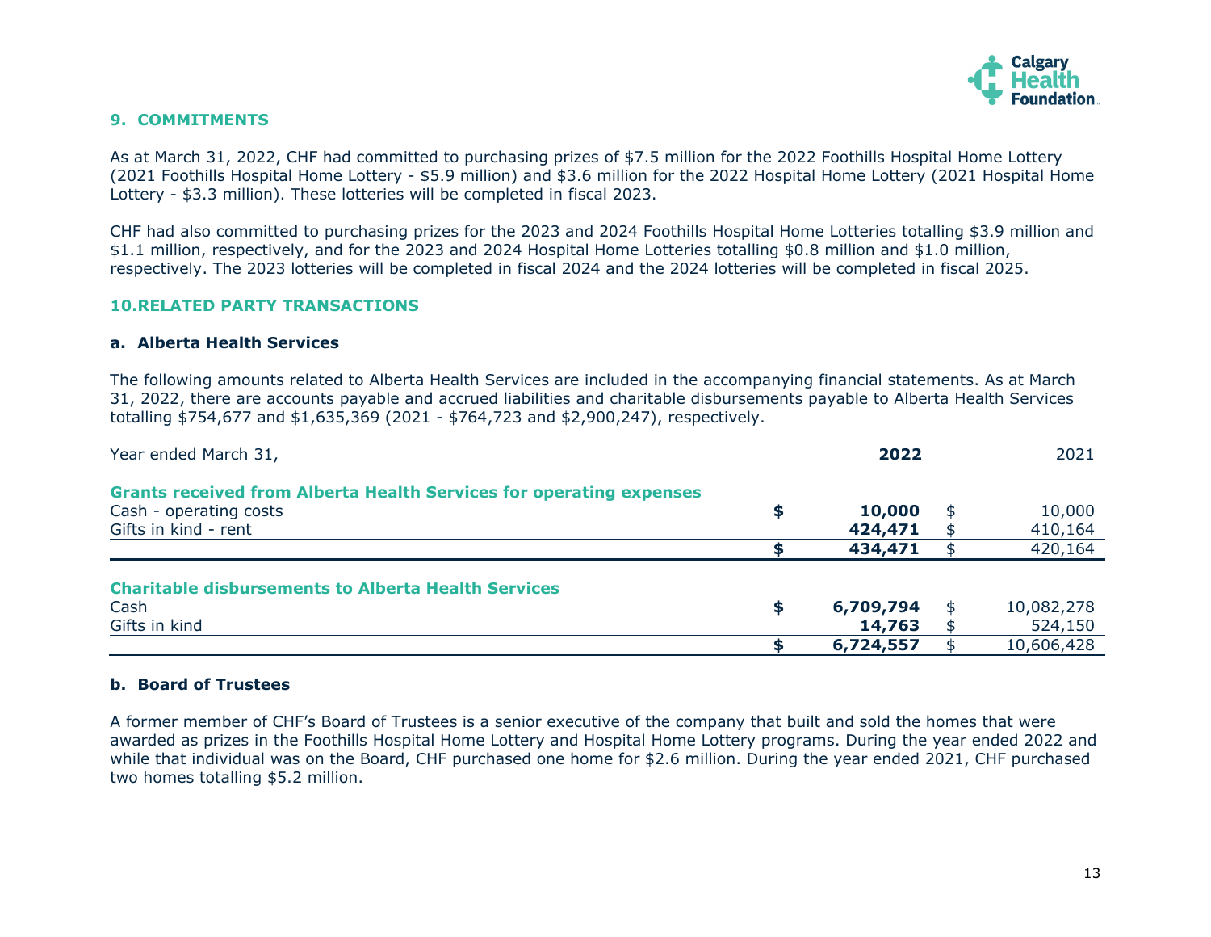## 9. COMMITMENTS

As at March 31, 2022, CHF had committed to purchasing prizes of $7.5 million for the 2022 Foothills Hospital Home Lottery (2021 Foothills Hospital Home Lottery - $5.9 million) and $3.6 million for the 2022 Hospital Home Lottery (2021 Hospital Home Lottery - $3.3 million). These lotteries will be completed in fiscal 2023.

CHF had also committed to purchasing prizes for the 2023 and 2024 Foothills Hospital Home Lotteries totalling $3.9 million and $1.1 million, respectively, and for the 2023 and 2024 Hospital Home Lotteries totalling $0.8 million and $1.0 million, respectively. The 2023 lotteries will be completed in fiscal 2024 and the 2024 lotteries will be completed in fiscal 2025.

## 10. RELATED PARTY TRANSACTIONS

### a. Alberta Health Services

The following amounts related to Alberta Health Services are included in the accompanying financial statements. As at March 31, 2022, there are accounts payable and accrued liabilities and charitable disbursements payable to Alberta Health Services totalling $754,677 and $1,635,369 (2021 - $764,723 and $2,900,247), respectively.

| Year ended March 31, | 2022 | 2021 |
|---|---|---|
| **Grants received from Alberta Health Services for operating expenses** | | |
| Cash - operating costs | **$ 10,000** | $ 10,000 |
| Gifts in kind - rent | **424,471** | $ 410,164 |
| | **$ 434,471** | $ 420,164 |
| **Charitable disbursements to Alberta Health Services** | | |
| Cash | **$ 6,709,794** | $ 10,082,278 |
| Gifts in kind | **14,763** | $ 524,150 |
| | **$ 6,724,557** | $ 10,606,428 |

### b. Board of Trustees

A former member of CHF's Board of Trustees is a senior executive of the company that built and sold the homes that were awarded as prizes in the Foothills Hospital Home Lottery and Hospital Home Lottery programs. During the year ended 2022 and while that individual was on the Board, CHF purchased one home for $2.6 million. During the year ended 2021, CHF purchased two homes totalling $5.2 million.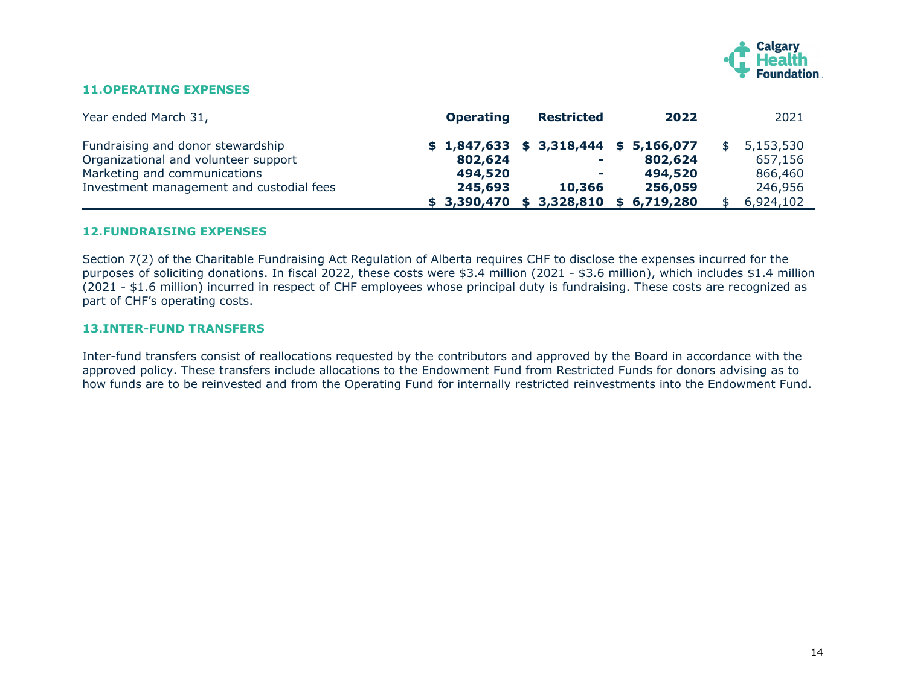## 11. OPERATING EXPENSES

| Year ended March 31, | Operating | Restricted | 2022 | 2021 |
|---|---|---|---|---|
| Fundraising and donor stewardship | **$ 1,847,633** | **$ 3,318,444** | **$ 5,166,077** | $ 5,153,530 |
| Organizational and volunteer support | **802,624** | **-** | **802,624** | 657,156 |
| Marketing and communications | **494,520** | **-** | **494,520** | 866,460 |
| Investment management and custodial fees | **245,693** | **10,366** | **256,059** | 246,956 |
| | **$ 3,390,470** | **$ 3,328,810** | **$ 6,719,280** | $ 6,924,102 |

## 12. FUNDRAISING EXPENSES

Section 7(2) of the Charitable Fundraising Act Regulation of Alberta requires CHF to disclose the expenses incurred for the purposes of soliciting donations. In fiscal 2022, these costs were $3.4 million (2021 - $3.6 million), which includes $1.4 million (2021 - $1.6 million) incurred in respect of CHF employees whose principal duty is fundraising. These costs are recognized as part of CHF's operating costs.

## 13. INTER-FUND TRANSFERS

Inter-fund transfers consist of reallocations requested by the contributors and approved by the Board in accordance with the approved policy. These transfers include allocations to the Endowment Fund from Restricted Funds for donors advising as to how funds are to be reinvested and from the Operating Fund for internally restricted reinvestments into the Endowment Fund.